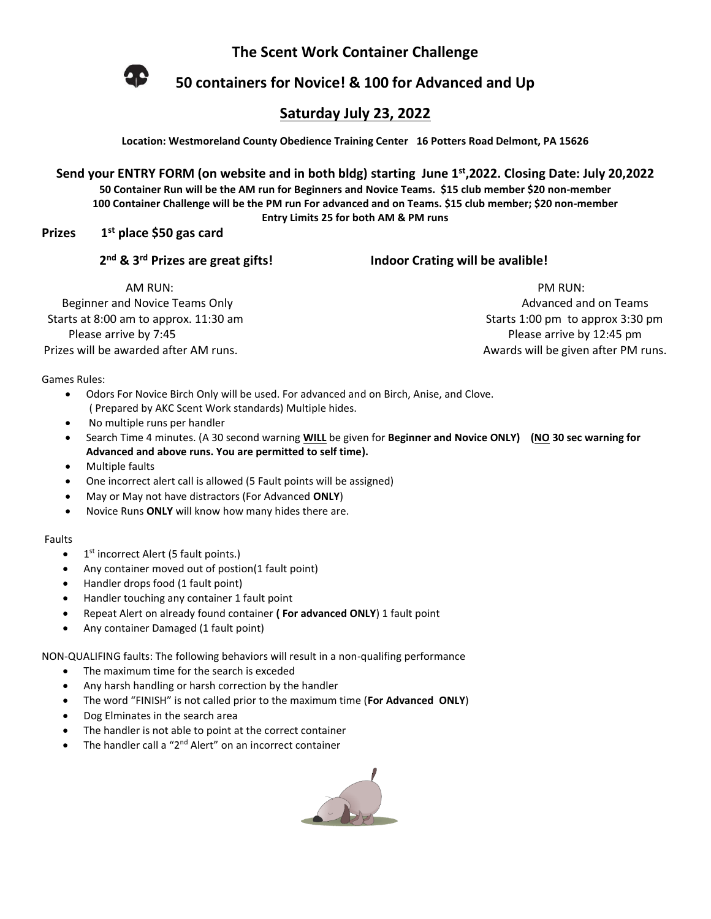# The Scent Work Container Challenge

## 50 containers for Novice! & 100 for Advanced and Up

## Saturday July 23, 2022

**Location: Westmoreland County Obedience Training Center 16 Potters Road Delmont, PA 15626**

**Send your ENTRY FORM (on website and in both bldg) starting June 1st,2022. Closing Date: July 20,2022**

**50 Container Run will be the AM run for Beginners and Novice Teams. $15 club member $20 non-member**
**100 Container Challenge will be the PM run For advanced and on Teams. $15 club member; $20 non-member**
**Entry Limits 25 for both AM & PM runs**

**Prizes 1st place $50 gas card**

**2nd & 3rd Prizes are great gifts!**

**Indoor Crating will be avalible!**

AM RUN:
Beginner and Novice Teams Only
Starts at 8:00 am to approx. 11:30 am
Please arrive by 7:45
Prizes will be awarded after AM runs.

PM RUN:
Advanced and on Teams
Starts 1:00 pm to approx 3:30 pm
Please arrive by 12:45 pm
Awards will be given after PM runs.

Games Rules:

- Odors For Novice Birch Only will be used. For advanced and on Birch, Anise, and Clove. ( Prepared by AKC Scent Work standards) Multiple hides.
- No multiple runs per handler
- Search Time 4 minutes. (A 30 second warning **WILL** be given for **Beginner and Novice ONLY)** **(NO 30 sec warning for Advanced and above runs. You are permitted to self time).**
- Multiple faults
- One incorrect alert call is allowed (5 Fault points will be assigned)
- May or May not have distractors (For Advanced **ONLY**)
- Novice Runs **ONLY** will know how many hides there are.

Faults

- 1st incorrect Alert (5 fault points.)
- Any container moved out of postion(1 fault point)
- Handler drops food (1 fault point)
- Handler touching any container 1 fault point
- Repeat Alert on already found container **( For advanced ONLY**) 1 fault point
- Any container Damaged (1 fault point)

NON-QUALIFING faults: The following behaviors will result in a non-qualifing performance

- The maximum time for the search is exceded
- Any harsh handling or harsh correction by the handler
- The word "FINISH" is not called prior to the maximum time (**For Advanced ONLY**)
- Dog Elminates in the search area
- The handler is not able to point at the correct container
- The handler call a "2nd Alert" on an incorrect container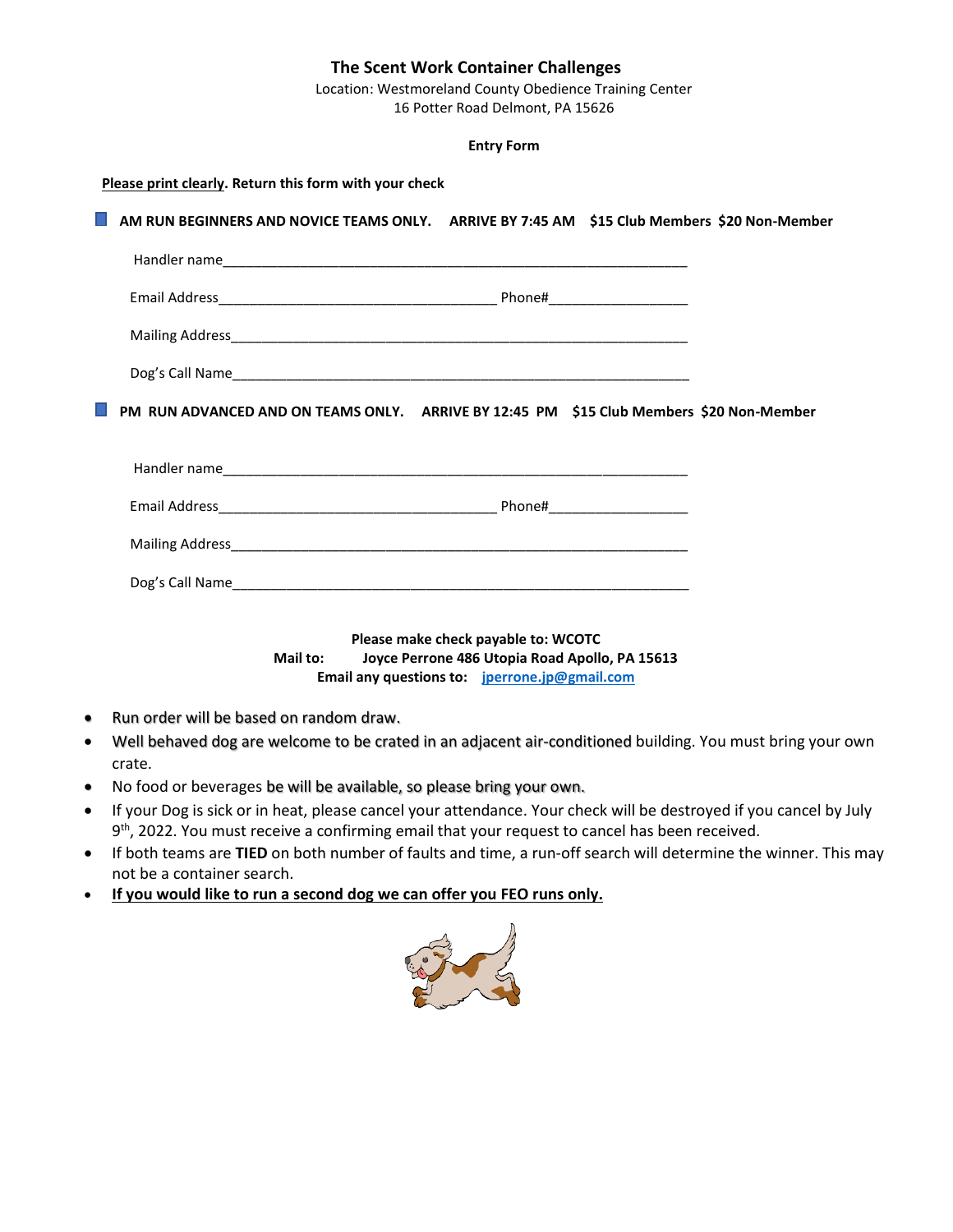# The Scent Work Container Challenges

Location: Westmoreland County Obedience Training Center
16 Potter Road Delmont, PA 15626

**Entry Form**

**Please print clearly. Return this form with your check**

- **AM RUN BEGINNERS AND NOVICE TEAMS ONLY. ARRIVE BY 7:45 AM $15 Club Members $20 Non-Member**

Handler name_______________________________________________________________

Email Address_____________________________________ Phone#__________________

Mailing Address_____________________________________________________________

Dog's Call Name_____________________________________________________________

- **PM RUN ADVANCED AND ON TEAMS ONLY. ARRIVE BY 12:45 PM $15 Club Members $20 Non-Member**

Handler name_______________________________________________________________

Email Address_____________________________________ Phone#__________________

Mailing Address_____________________________________________________________

Dog's Call Name_____________________________________________________________

**Please make check payable to: WCOTC**
**Mail to: Joyce Perrone 486 Utopia Road Apollo, PA 15613**
**Email any questions to: jperrone.jp@gmail.com**

- Run order will be based on random draw.
- Well behaved dog are welcome to be crated in an adjacent air-conditioned building. You must bring your own crate.
- No food or beverages be will be available, so please bring your own.
- If your Dog is sick or in heat, please cancel your attendance. Your check will be destroyed if you cancel by July 9th, 2022. You must receive a confirming email that your request to cancel has been received.
- If both teams are **TIED** on both number of faults and time, a run-off search will determine the winner. This may not be a container search.
- **If you would like to run a second dog we can offer you FEO runs only.**